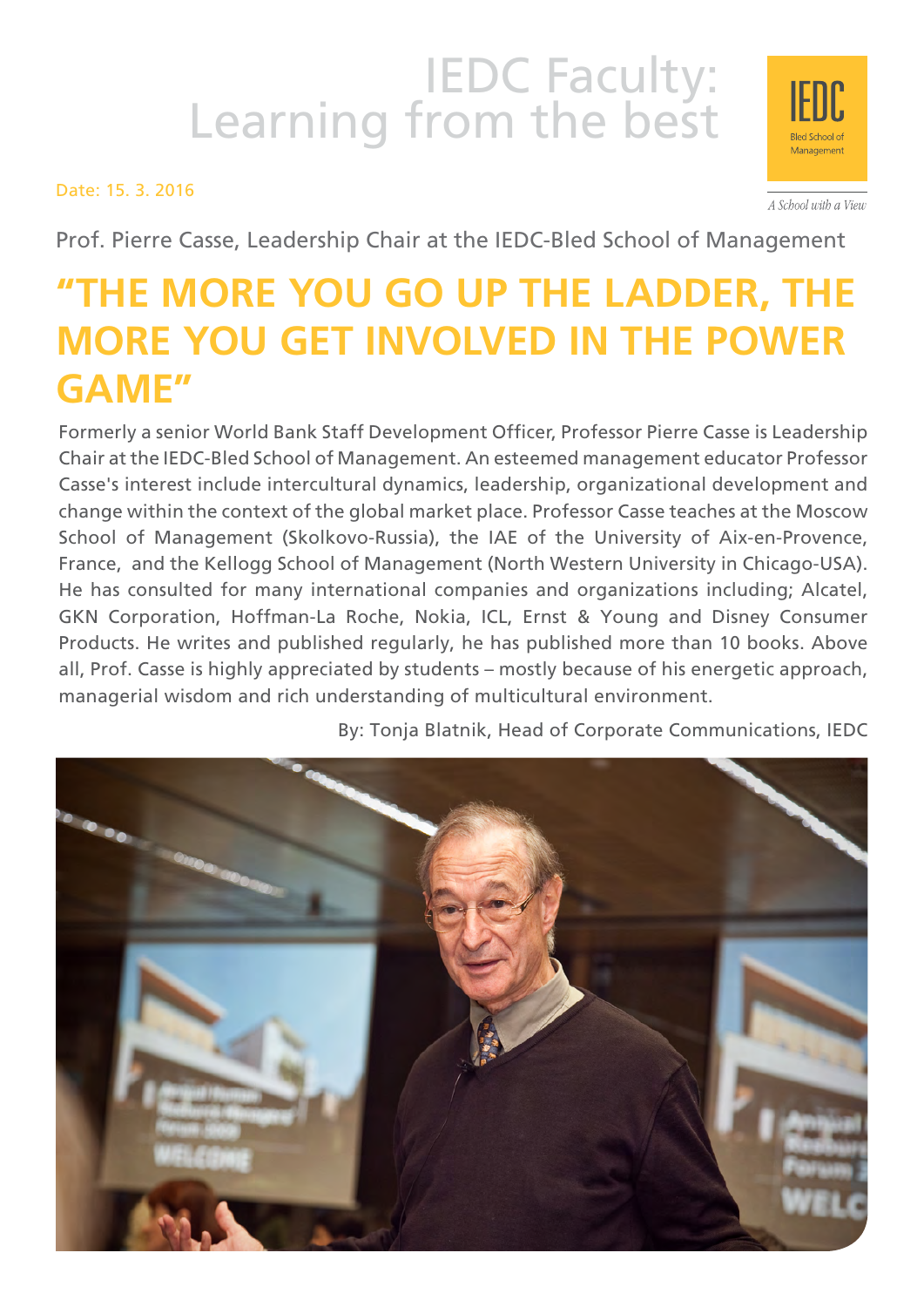# IEDC Faculty: Learning from the best

IEDC Bled School of Management

*A School with a View*

Date: 15. 3. 2016

Prof. Pierre Casse, Leadership Chair at the IEDC-Bled School of Management

## "THE MORE YOU GO UP THE LADDER, THE MORE YOU GET INVOLVED IN THE POWER GAME"

Formerly a senior World Bank Staff Development Officer, Professor Pierre Casse is Leadership Chair at the IEDC-Bled School of Management. An esteemed management educator Professor Casse's interest include intercultural dynamics, leadership, organizational development and change within the context of the global market place. Professor Casse teaches at the Moscow School of Management (Skolkovo-Russia), the IAE of the University of Aix-en-Provence, France, and the Kellogg School of Management (North Western University in Chicago-USA). He has consulted for many international companies and organizations including; Alcatel, GKN Corporation, Hoffman-La Roche, Nokia, ICL, Ernst & Young and Disney Consumer Products. He writes and published regularly, he has published more than 10 books. Above all, Prof. Casse is highly appreciated by students – mostly because of his energetic approach, managerial wisdom and rich understanding of multicultural environment.

By: Tonja Blatnik, Head of Corporate Communications, IEDC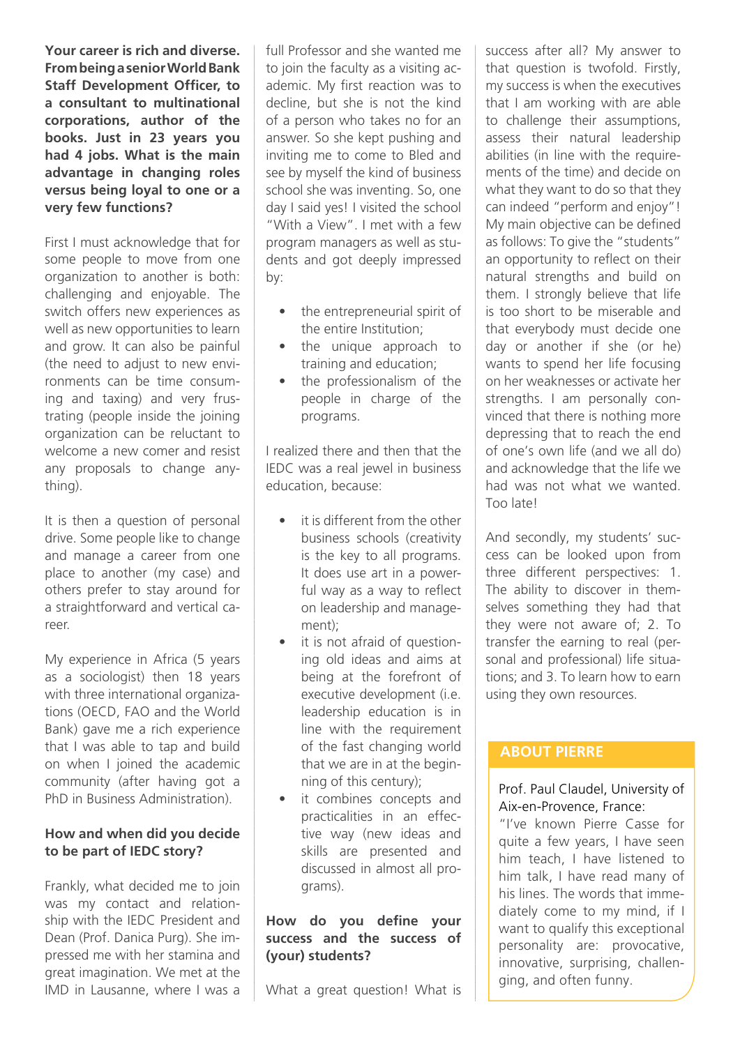**Your career is rich and diverse. From being a senior World Bank Staff Development Officer, to a consultant to multinational corporations, author of the books. Just in 23 years you had 4 jobs. What is the main advantage in changing roles versus being loyal to one or a very few functions?**

First I must acknowledge that for some people to move from one organization to another is both: challenging and enjoyable. The switch offers new experiences as well as new opportunities to learn and grow. It can also be painful (the need to adjust to new environments can be time consuming and taxing) and very frustrating (people inside the joining organization can be reluctant to welcome a new comer and resist any proposals to change anything).

It is then a question of personal drive. Some people like to change and manage a career from one place to another (my case) and others prefer to stay around for a straightforward and vertical career.

My experience in Africa (5 years as a sociologist) then 18 years with three international organizations (OECD, FAO and the World Bank) gave me a rich experience that I was able to tap and build on when I joined the academic community (after having got a PhD in Business Administration).

**How and when did you decide to be part of IEDC story?**

Frankly, what decided me to join was my contact and relationship with the IEDC President and Dean (Prof. Danica Purg). She impressed me with her stamina and great imagination. We met at the IMD in Lausanne, where I was a full Professor and she wanted me to join the faculty as a visiting academic. My first reaction was to decline, but she is not the kind of a person who takes no for an answer. So she kept pushing and inviting me to come to Bled and see by myself the kind of business school she was inventing. So, one day I said yes! I visited the school "With a View". I met with a few program managers as well as students and got deeply impressed by:

- the entrepreneurial spirit of the entire Institution;
- the unique approach to training and education;
- the professionalism of the people in charge of the programs.

I realized there and then that the IEDC was a real jewel in business education, because:

- it is different from the other business schools (creativity is the key to all programs. It does use art in a powerful way as a way to reflect on leadership and management);
- it is not afraid of questioning old ideas and aims at being at the forefront of executive development (i.e. leadership education is in line with the requirement of the fast changing world that we are in at the beginning of this century);
- it combines concepts and practicalities in an effective way (new ideas and skills are presented and discussed in almost all programs).

**How do you define your success and the success of (your) students?**

What a great question! What is success after all? My answer to that question is twofold. Firstly, my success is when the executives that I am working with are able to challenge their assumptions, assess their natural leadership abilities (in line with the requirements of the time) and decide on what they want to do so that they can indeed "perform and enjoy"! My main objective can be defined as follows: To give the "students" an opportunity to reflect on their natural strengths and build on them. I strongly believe that life is too short to be miserable and that everybody must decide one day or another if she (or he) wants to spend her life focusing on her weaknesses or activate her strengths. I am personally convinced that there is nothing more depressing that to reach the end of one's own life (and we all do) and acknowledge that the life we had was not what we wanted. Too late!

And secondly, my students' success can be looked upon from three different perspectives: 1. The ability to discover in themselves something they had that they were not aware of; 2. To transfer the earning to real (personal and professional) life situations; and 3. To learn how to earn using they own resources.

## ABOUT PIERRE

Prof. Paul Claudel, University of Aix-en-Provence, France:
"I've known Pierre Casse for quite a few years, I have seen him teach, I have listened to him talk, I have read many of his lines. The words that immediately come to my mind, if I want to qualify this exceptional personality are: provocative, innovative, surprising, challenging, and often funny.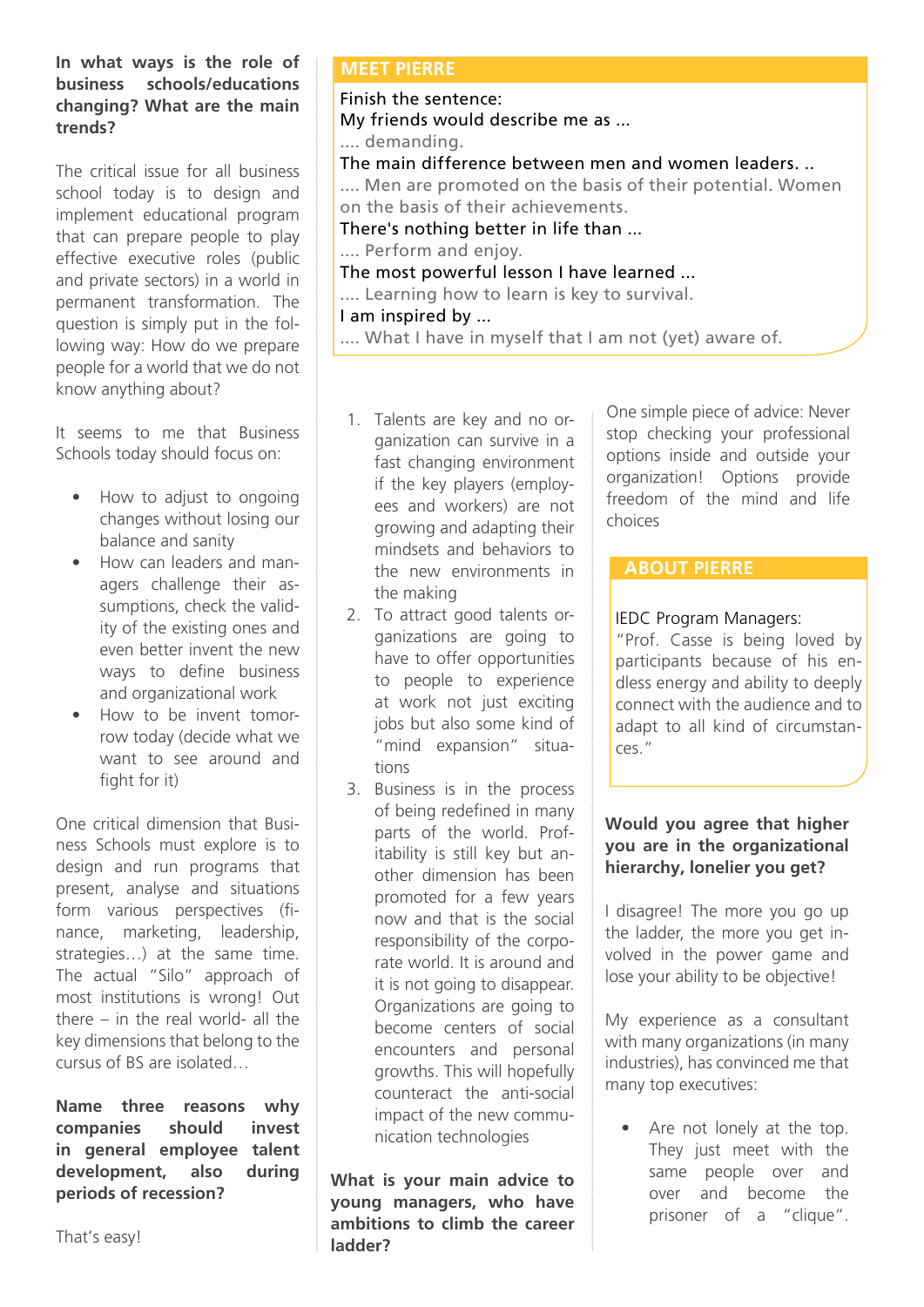**In what ways is the role of business schools/educations changing? What are the main trends?**

The critical issue for all business school today is to design and implement educational program that can prepare people to play effective executive roles (public and private sectors) in a world in permanent transformation. The question is simply put in the following way: How do we prepare people for a world that we do not know anything about?

It seems to me that Business Schools today should focus on:

- How to adjust to ongoing changes without losing our balance and sanity
- How can leaders and managers challenge their assumptions, check the validity of the existing ones and even better invent the new ways to define business and organizational work
- How to be invent tomorrow today (decide what we want to see around and fight for it)

One critical dimension that Business Schools must explore is to design and run programs that present, analyse and situations form various perspectives (finance, marketing, leadership, strategies…) at the same time. The actual "Silo" approach of most institutions is wrong! Out there – in the real world- all the key dimensions that belong to the cursus of BS are isolated…

**Name three reasons why companies should invest in general employee talent development, also during periods of recession?**

That's easy!

## MEET PIERRE

Finish the sentence:
My friends would describe me as ...
.... demanding.
The main difference between men and women leaders. ..
.... Men are promoted on the basis of their potential. Women on the basis of their achievements.
There's nothing better in life than ...
.... Perform and enjoy.
The most powerful lesson I have learned ...
.... Learning how to learn is key to survival.
I am inspired by ...
.... What I have in myself that I am not (yet) aware of.

1. Talents are key and no organization can survive in a fast changing environment if the key players (employees and workers) are not growing and adapting their mindsets and behaviors to the new environments in the making
2. To attract good talents organizations are going to have to offer opportunities to people to experience at work not just exciting jobs but also some kind of "mind expansion" situations
3. Business is in the process of being redefined in many parts of the world. Profitability is still key but another dimension has been promoted for a few years now and that is the social responsibility of the corporate world. It is around and it is not going to disappear. Organizations are going to become centers of social encounters and personal growths. This will hopefully counteract the anti-social impact of the new communication technologies

**What is your main advice to young managers, who have ambitions to climb the career ladder?**

One simple piece of advice: Never stop checking your professional options inside and outside your organization! Options provide freedom of the mind and life choices

## ABOUT PIERRE

IEDC Program Managers:
"Prof. Casse is being loved by participants because of his endless energy and ability to deeply connect with the audience and to adapt to all kind of circumstances."

**Would you agree that higher you are in the organizational hierarchy, lonelier you get?**

I disagree! The more you go up the ladder, the more you get involved in the power game and lose your ability to be objective!

My experience as a consultant with many organizations (in many industries), has convinced me that many top executives:

- Are not lonely at the top. They just meet with the same people over and over and become the prisoner of a "clique".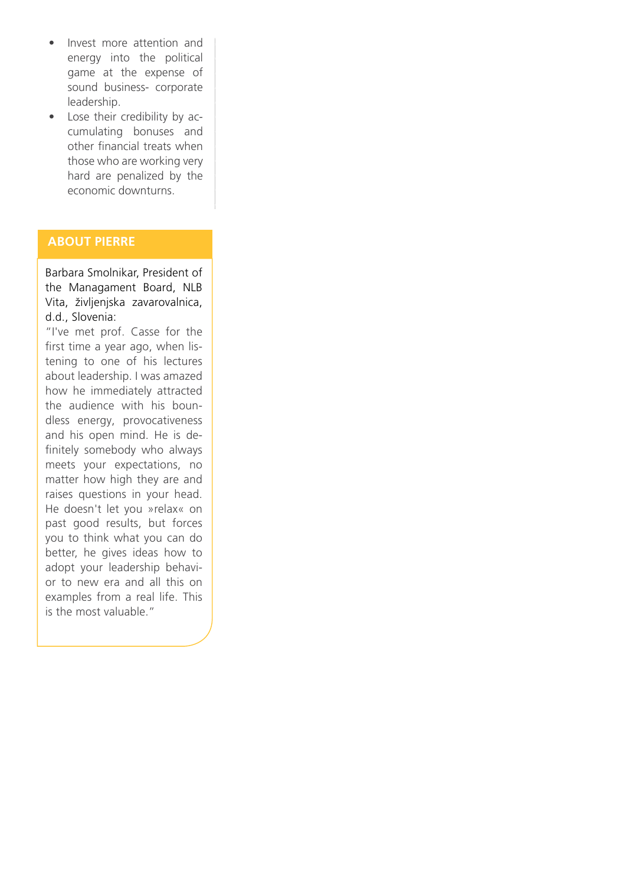- Invest more attention and energy into the political game at the expense of sound business- corporate leadership.
- Lose their credibility by accumulating bonuses and other financial treats when those who are working very hard are penalized by the economic downturns.

## ABOUT PIERRE

Barbara Smolnikar, President of the Managament Board, NLB Vita, življenjska zavarovalnica, d.d., Slovenia:

"I've met prof. Casse for the first time a year ago, when listening to one of his lectures about leadership. I was amazed how he immediately attracted the audience with his boundless energy, provocativeness and his open mind. He is definitely somebody who always meets your expectations, no matter how high they are and raises questions in your head. He doesn't let you »relax« on past good results, but forces you to think what you can do better, he gives ideas how to adopt your leadership behavior to new era and all this on examples from a real life. This is the most valuable."